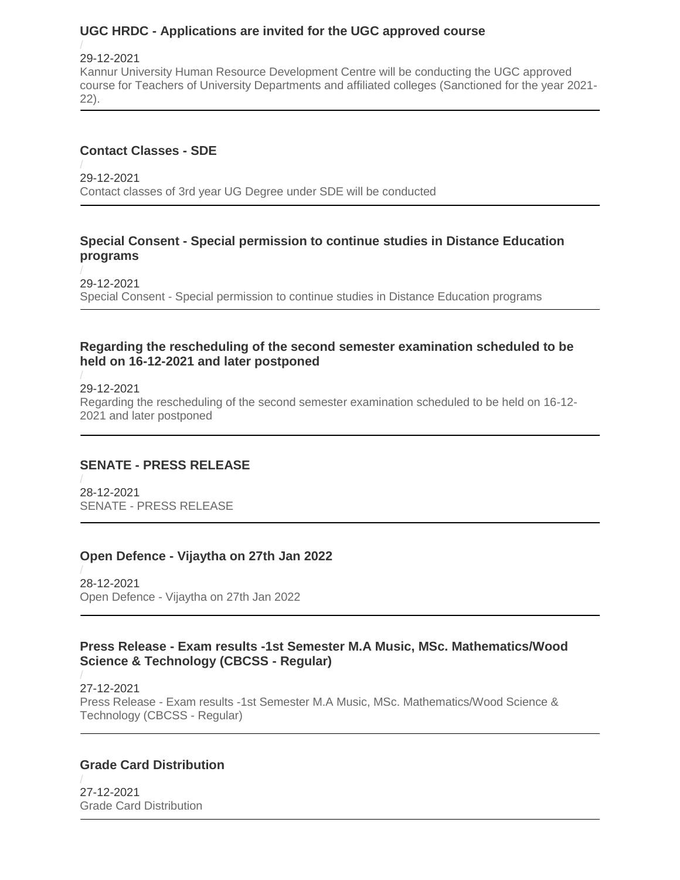### UGC HRDC - Applications are invited for the UGC approved course

/

29-12-2021

Kannur University Human Resource Development Centre will be conducting the UGC approved course for Teachers of University Departments and affiliated colleges (Sanctioned for the year 2021-22).

---

### Contact Classes - SDE

/

29-12-2021

Contact classes of 3rd year UG Degree under SDE will be conducted

---

### Special Consent - Special permission to continue studies in Distance Education programs

/

29-12-2021

Special Consent - Special permission to continue studies in Distance Education programs

---

### Regarding the rescheduling of the second semester examination scheduled to be held on 16-12-2021 and later postponed

/

29-12-2021

Regarding the rescheduling of the second semester examination scheduled to be held on 16-12-2021 and later postponed

---

### SENATE - PRESS RELEASE

/

28-12-2021

SENATE - PRESS RELEASE

---

### Open Defence - Vijaytha on 27th Jan 2022

/

28-12-2021

Open Defence - Vijaytha on 27th Jan 2022

---

### Press Release - Exam results -1st Semester M.A Music, MSc. Mathematics/Wood Science & Technology (CBCSS - Regular)

/

27-12-2021

Press Release - Exam results -1st Semester M.A Music, MSc. Mathematics/Wood Science & Technology (CBCSS - Regular)

---

### Grade Card Distribution

/

27-12-2021

Grade Card Distribution

---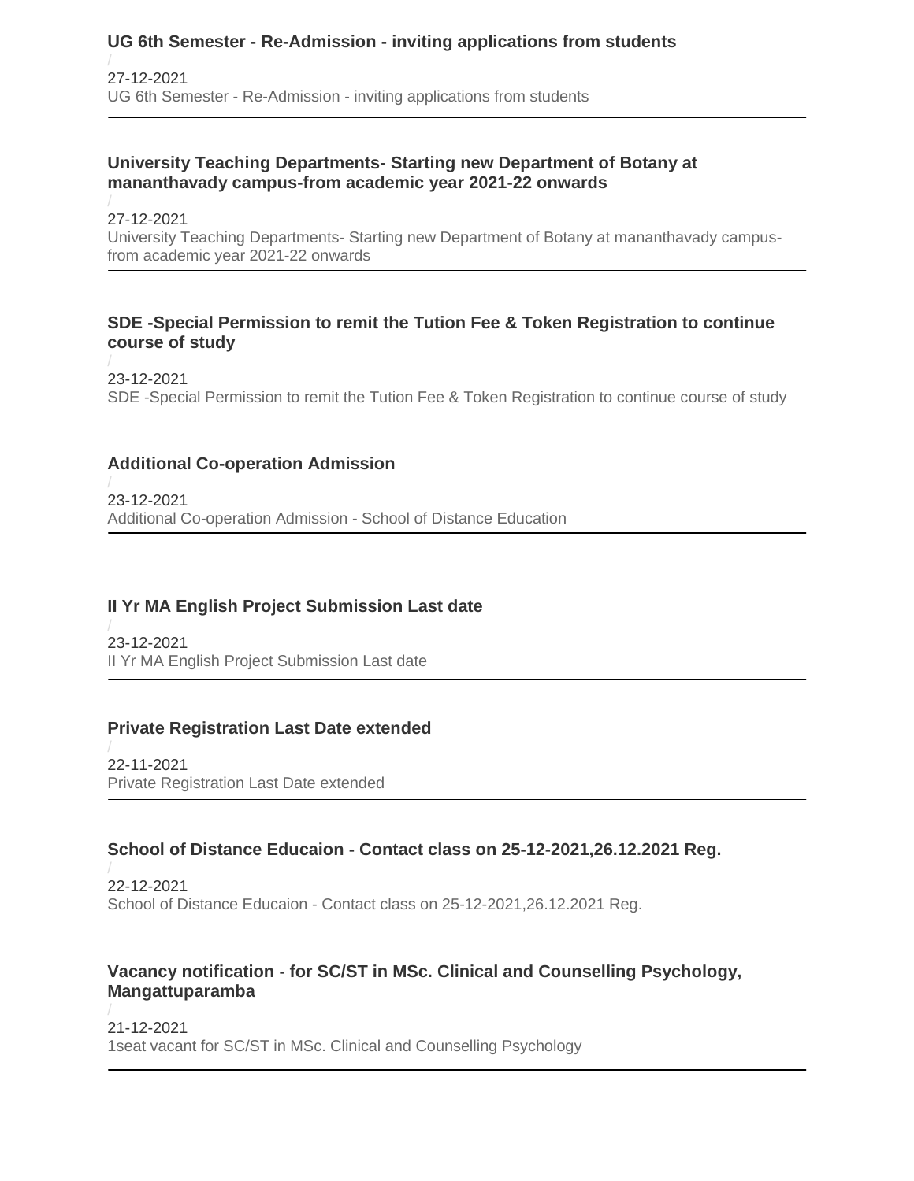### UG 6th Semester - Re-Admission - inviting applications from students

/

27-12-2021

UG 6th Semester - Re-Admission - inviting applications from students

---

### University Teaching Departments- Starting new Department of Botany at mananthavady campus-from academic year 2021-22 onwards

/

27-12-2021

University Teaching Departments- Starting new Department of Botany at mananthavady campus-from academic year 2021-22 onwards

---

### SDE -Special Permission to remit the Tution Fee & Token Registration to continue course of study

/

23-12-2021

SDE -Special Permission to remit the Tution Fee & Token Registration to continue course of study

---

### Additional Co-operation Admission

/

23-12-2021

Additional Co-operation Admission - School of Distance Education

---

### II Yr MA English Project Submission Last date

/

23-12-2021

II Yr MA English Project Submission Last date

---

### Private Registration Last Date extended

/

22-11-2021

Private Registration Last Date extended

---

### School of Distance Educaion - Contact class on 25-12-2021,26.12.2021 Reg.

/

22-12-2021

School of Distance Educaion - Contact class on 25-12-2021,26.12.2021 Reg.

---

### Vacancy notification - for SC/ST in MSc. Clinical and Counselling Psychology, Mangattuparamba

/

21-12-2021

1seat vacant for SC/ST in MSc. Clinical and Counselling Psychology

---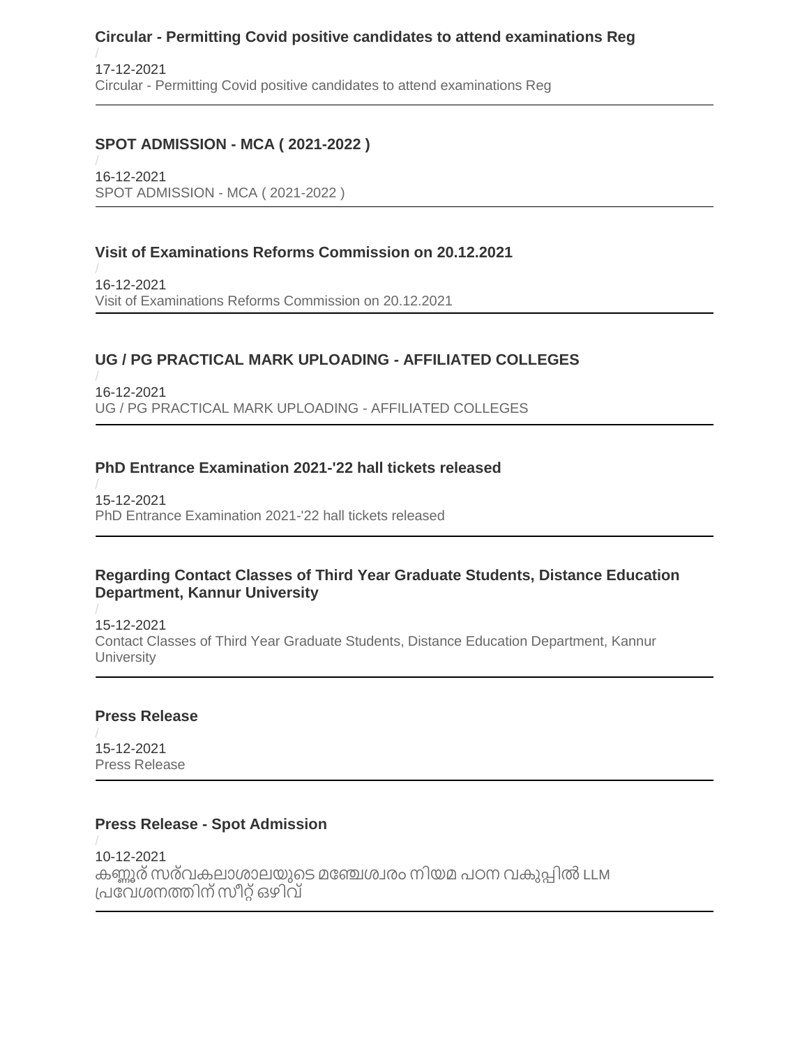### Circular - Permitting Covid positive candidates to attend examinations Reg

/

17-12-2021

Circular - Permitting Covid positive candidates to attend examinations Reg

---

### SPOT ADMISSION - MCA ( 2021-2022 )

/

16-12-2021

SPOT ADMISSION - MCA ( 2021-2022 )

---

### Visit of Examinations Reforms Commission on 20.12.2021

/

16-12-2021

Visit of Examinations Reforms Commission on 20.12.2021

---

### UG / PG PRACTICAL MARK UPLOADING - AFFILIATED COLLEGES

/

16-12-2021

UG / PG PRACTICAL MARK UPLOADING - AFFILIATED COLLEGES

---

### PhD Entrance Examination 2021-'22 hall tickets released

/

15-12-2021

PhD Entrance Examination 2021-'22 hall tickets released

---

### Regarding Contact Classes of Third Year Graduate Students, Distance Education Department, Kannur University

/

15-12-2021

Contact Classes of Third Year Graduate Students, Distance Education Department, Kannur University

---

### Press Release

/

15-12-2021

Press Release

---

### Press Release - Spot Admission

/

10-12-2021

കണ്ണൂർ സർവകലാശാലയുടെ മഞ്ചേശ്വരം നിയമ പഠന വകുപ്പിൽ LLM പ്രവേശനത്തിന് സീറ്റ് ഒഴിവ്

---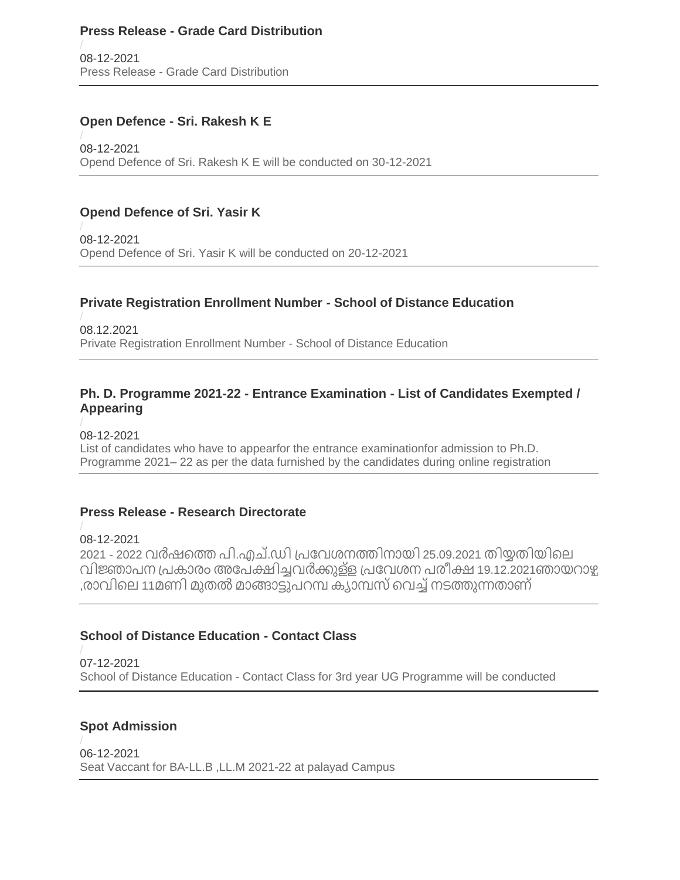### Press Release - Grade Card Distribution

/

08-12-2021

Press Release - Grade Card Distribution

---

### Open Defence - Sri. Rakesh K E

/

08-12-2021

Opend Defence of Sri. Rakesh K E will be conducted on 30-12-2021

---

### Opend Defence of Sri. Yasir K

/

08-12-2021

Opend Defence of Sri. Yasir K will be conducted on 20-12-2021

---

### Private Registration Enrollment Number - School of Distance Education

/

08.12.2021

Private Registration Enrollment Number - School of Distance Education

---

### Ph. D. Programme 2021-22 - Entrance Examination - List of Candidates Exempted / Appearing

/

08-12-2021

List of candidates who have to appearfor the entrance examinationfor admission to Ph.D. Programme 2021– 22 as per the data furnished by the candidates during online registration

---

### Press Release - Research Directorate

/

08-12-2021

2021 - 2022 വർഷത്തെ പി.എച്.ഡി പ്രവേശനത്തിനായി 25.09.2021 തിയ്യതിയിലെ വിജ്ഞാപന പ്രകാരം അപേക്ഷിച്ചവർക്കുള്ള പ്രവേശന പരീക്ഷ 19.12.2021ഞായറാഴ്ച ,രാവിലെ 11മണി മുതൽ മാങ്ങാട്ടുപറമ്പ ക്യാമ്പസ് വെച്ച് നടത്തുന്നതാണ്

---

### School of Distance Education - Contact Class

/

07-12-2021

School of Distance Education - Contact Class for 3rd year UG Programme will be conducted

---

### Spot Admission

/

06-12-2021

Seat Vaccant for BA-LL.B ,LL.M 2021-22 at palayad Campus

---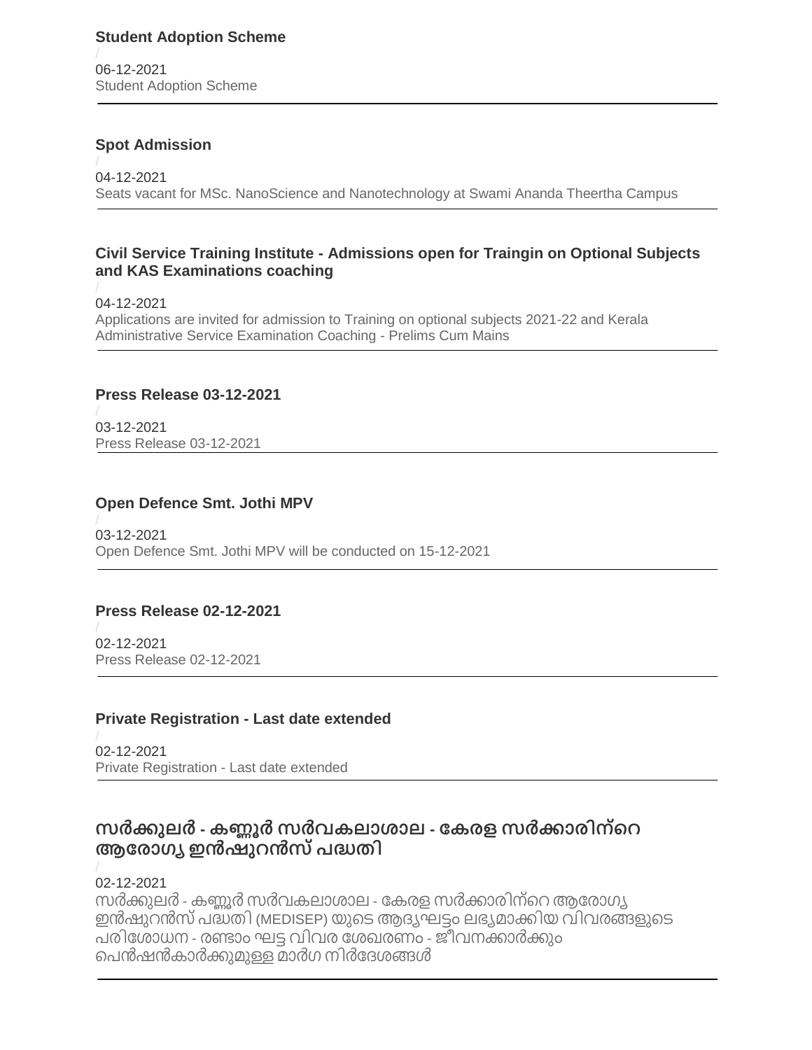### Student Adoption Scheme

/

06-12-2021

Student Adoption Scheme

---

### Spot Admission

/

04-12-2021

Seats vacant for MSc. NanoScience and Nanotechnology at Swami Ananda Theertha Campus

---

### Civil Service Training Institute - Admissions open for Traingin on Optional Subjects and KAS Examinations coaching

/

04-12-2021

Applications are invited for admission to Training on optional subjects 2021-22 and Kerala Administrative Service Examination Coaching - Prelims Cum Mains

---

### Press Release 03-12-2021

/

03-12-2021

Press Release 03-12-2021

---

### Open Defence Smt. Jothi MPV

/

03-12-2021

Open Defence Smt. Jothi MPV will be conducted on 15-12-2021

---

### Press Release 02-12-2021

/

02-12-2021

Press Release 02-12-2021

---

### Private Registration - Last date extended

/

02-12-2021

Private Registration - Last date extended

---

### സർക്കുലർ - കണ്ണൂർ സർവകലാശാല - കേരള സർക്കാരിന്റെ ആരോഗ്യ ഇൻഷുറൻസ് പദ്ധതി

/

02-12-2021

സർക്കുലർ - കണ്ണൂർ സർവകലാശാല - കേരള സർക്കാരിന്റെ ആരോഗ്യ ഇൻഷുറൻസ് പദ്ധതി (MEDISEP) യുടെ ആദ്യഘട്ടം ലഭ്യമാക്കിയ വിവരങ്ങളുടെ പരിശോധന - രണ്ടാം ഘട്ട വിവര ശേഖരണം - ജീവനക്കാർക്കും പെൻഷൻകാർക്കുമുള്ള മാർഗ നിർദേശങ്ങൾ

---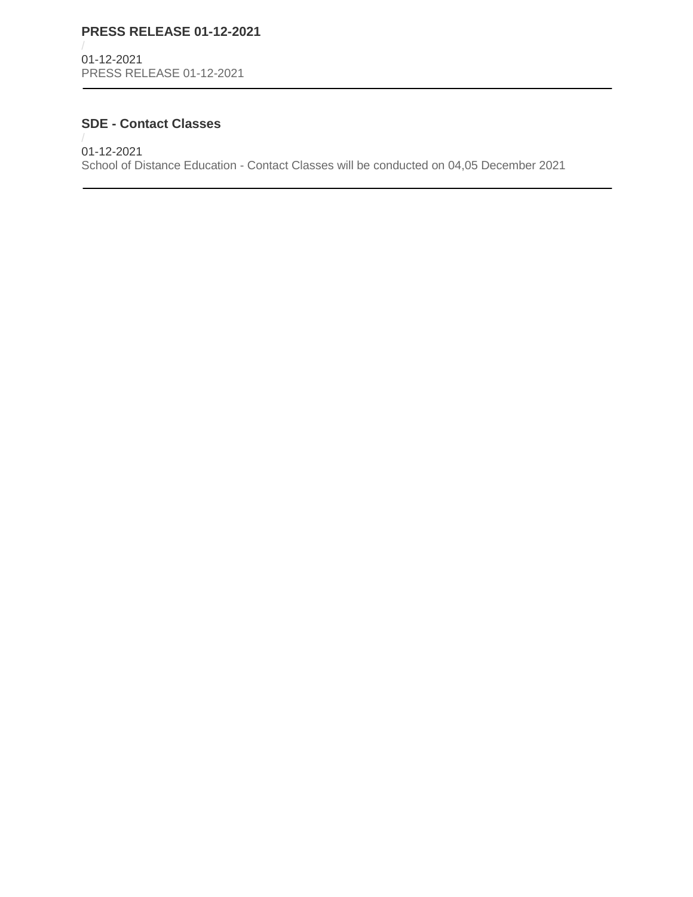### PRESS RELEASE 01-12-2021

/

01-12-2021

PRESS RELEASE 01-12-2021

---

### SDE - Contact Classes

/

01-12-2021

School of Distance Education - Contact Classes will be conducted on 04,05 December 2021

---